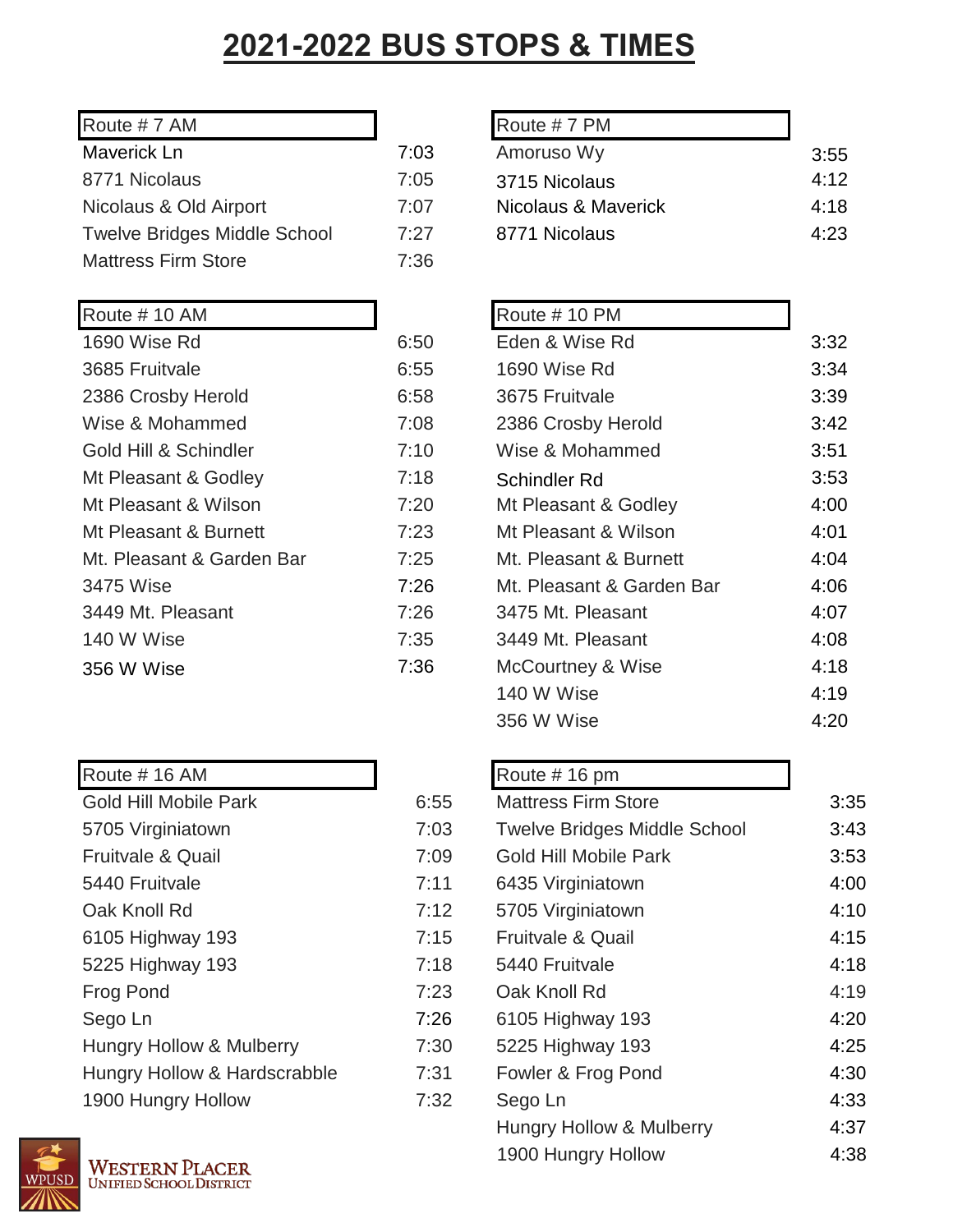# 2021-2022 BUS STOPS & TIMES

| Route # 7 AM | |
|---|---|
| Maverick Ln | 7:03 |
| 8771 Nicolaus | 7:05 |
| Nicolaus & Old Airport | 7:07 |
| Twelve Bridges Middle School | 7:27 |
| Mattress Firm Store | 7:36 |

| Route # 7 PM | |
|---|---|
| Amoruso Wy | 3:55 |
| 3715 Nicolaus | 4:12 |
| Nicolaus & Maverick | 4:18 |
| 8771 Nicolaus | 4:23 |

| Route # 10 AM | |
|---|---|
| 1690 Wise Rd | 6:50 |
| 3685 Fruitvale | 6:55 |
| 2386 Crosby Herold | 6:58 |
| Wise & Mohammed | 7:08 |
| Gold Hill & Schindler | 7:10 |
| Mt Pleasant & Godley | 7:18 |
| Mt Pleasant & Wilson | 7:20 |
| Mt Pleasant & Burnett | 7:23 |
| Mt. Pleasant & Garden Bar | 7:25 |
| 3475 Wise | 7:26 |
| 3449 Mt. Pleasant | 7:26 |
| 140 W Wise | 7:35 |
| 356 W Wise | 7:36 |

| Route # 10 PM | |
|---|---|
| Eden & Wise Rd | 3:32 |
| 1690 Wise Rd | 3:34 |
| 3675 Fruitvale | 3:39 |
| 2386 Crosby Herold | 3:42 |
| Wise & Mohammed | 3:51 |
| Schindler Rd | 3:53 |
| Mt Pleasant & Godley | 4:00 |
| Mt Pleasant & Wilson | 4:01 |
| Mt. Pleasant & Burnett | 4:04 |
| Mt. Pleasant & Garden Bar | 4:06 |
| 3475 Mt. Pleasant | 4:07 |
| 3449 Mt. Pleasant | 4:08 |
| McCourtney & Wise | 4:18 |
| 140 W Wise | 4:19 |
| 356 W Wise | 4:20 |

| Route # 16 AM | |
|---|---|
| Gold Hill Mobile Park | 6:55 |
| 5705 Virginiatown | 7:03 |
| Fruitvale & Quail | 7:09 |
| 5440 Fruitvale | 7:11 |
| Oak Knoll Rd | 7:12 |
| 6105 Highway 193 | 7:15 |
| 5225 Highway 193 | 7:18 |
| Frog Pond | 7:23 |
| Sego Ln | 7:26 |
| Hungry Hollow & Mulberry | 7:30 |
| Hungry Hollow & Hardscrabble | 7:31 |
| 1900 Hungry Hollow | 7:32 |

| Route # 16 pm | |
|---|---|
| Mattress Firm Store | 3:35 |
| Twelve Bridges Middle School | 3:43 |
| Gold Hill Mobile Park | 3:53 |
| 6435 Virginiatown | 4:00 |
| 5705 Virginiatown | 4:10 |
| Fruitvale & Quail | 4:15 |
| 5440 Fruitvale | 4:18 |
| Oak Knoll Rd | 4:19 |
| 6105 Highway 193 | 4:20 |
| 5225 Highway 193 | 4:25 |
| Fowler & Frog Pond | 4:30 |
| Sego Ln | 4:33 |
| Hungry Hollow & Mulberry | 4:37 |
| 1900 Hungry Hollow | 4:38 |

WPUSD Western Placer Unified School District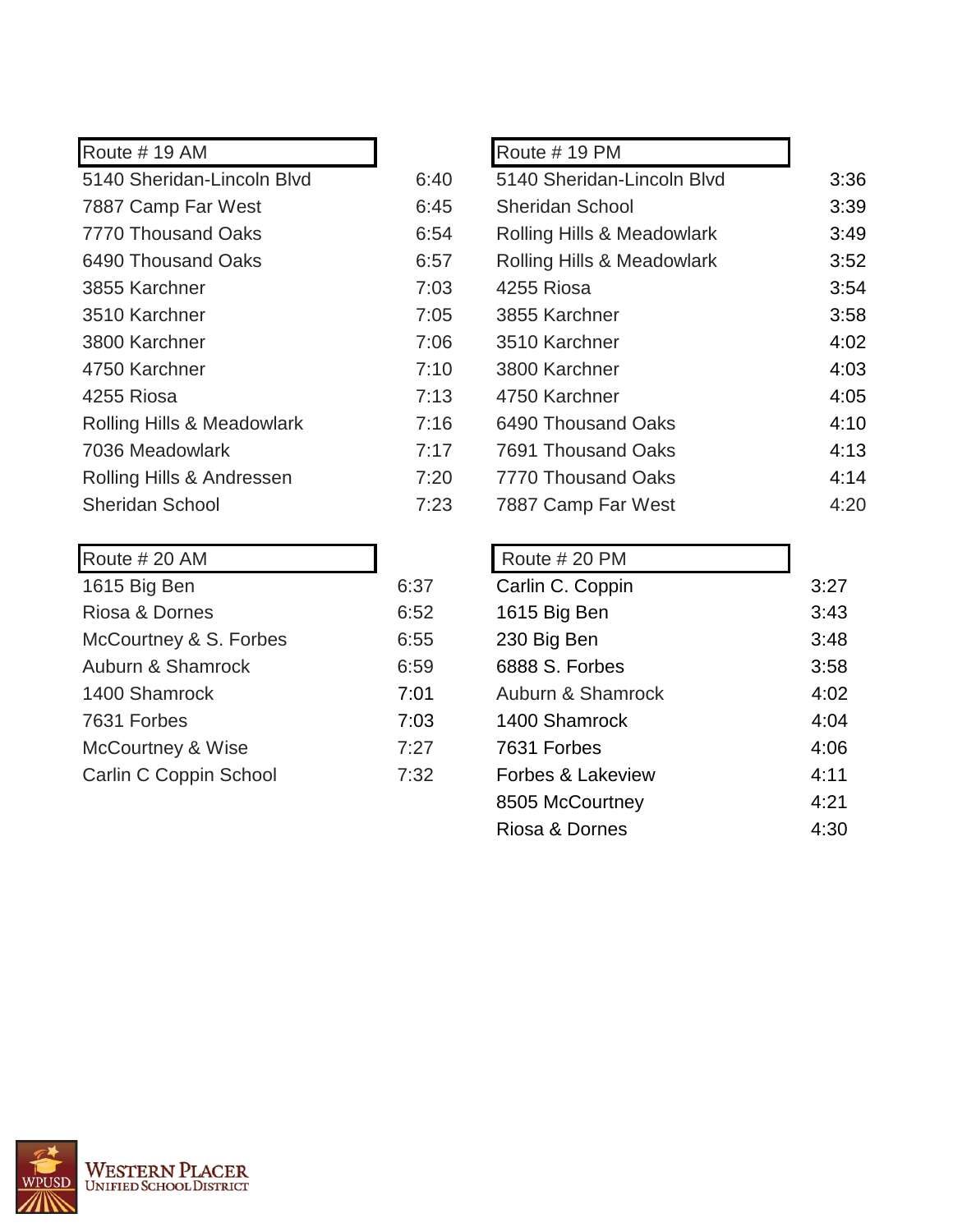| Route # 19 AM | |
|---|---|
| 5140 Sheridan-Lincoln Blvd | 6:40 |
| 7887 Camp Far West | 6:45 |
| 7770 Thousand Oaks | 6:54 |
| 6490 Thousand Oaks | 6:57 |
| 3855 Karchner | 7:03 |
| 3510 Karchner | 7:05 |
| 3800 Karchner | 7:06 |
| 4750 Karchner | 7:10 |
| 4255 Riosa | 7:13 |
| Rolling Hills & Meadowlark | 7:16 |
| 7036 Meadowlark | 7:17 |
| Rolling Hills & Andressen | 7:20 |
| Sheridan School | 7:23 |

| Route # 19 PM | |
|---|---|
| 5140 Sheridan-Lincoln Blvd | 3:36 |
| Sheridan School | 3:39 |
| Rolling Hills & Meadowlark | 3:49 |
| Rolling Hills & Meadowlark | 3:52 |
| 4255 Riosa | 3:54 |
| 3855 Karchner | 3:58 |
| 3510 Karchner | 4:02 |
| 3800 Karchner | 4:03 |
| 4750 Karchner | 4:05 |
| 6490 Thousand Oaks | 4:10 |
| 7691 Thousand Oaks | 4:13 |
| 7770 Thousand Oaks | 4:14 |
| 7887 Camp Far West | 4:20 |

| Route # 20 AM | |
|---|---|
| 1615 Big Ben | 6:37 |
| Riosa & Dornes | 6:52 |
| McCourtney & S. Forbes | 6:55 |
| Auburn & Shamrock | 6:59 |
| 1400 Shamrock | 7:01 |
| 7631 Forbes | 7:03 |
| McCourtney & Wise | 7:27 |
| Carlin C Coppin School | 7:32 |

| Route # 20 PM | |
|---|---|
| Carlin C. Coppin | 3:27 |
| 1615 Big Ben | 3:43 |
| 230 Big Ben | 3:48 |
| 6888 S. Forbes | 3:58 |
| Auburn & Shamrock | 4:02 |
| 1400 Shamrock | 4:04 |
| 7631 Forbes | 4:06 |
| Forbes & Lakeview | 4:11 |
| 8505 McCourtney | 4:21 |
| Riosa & Dornes | 4:30 |

WPUSD Western Placer Unified School District